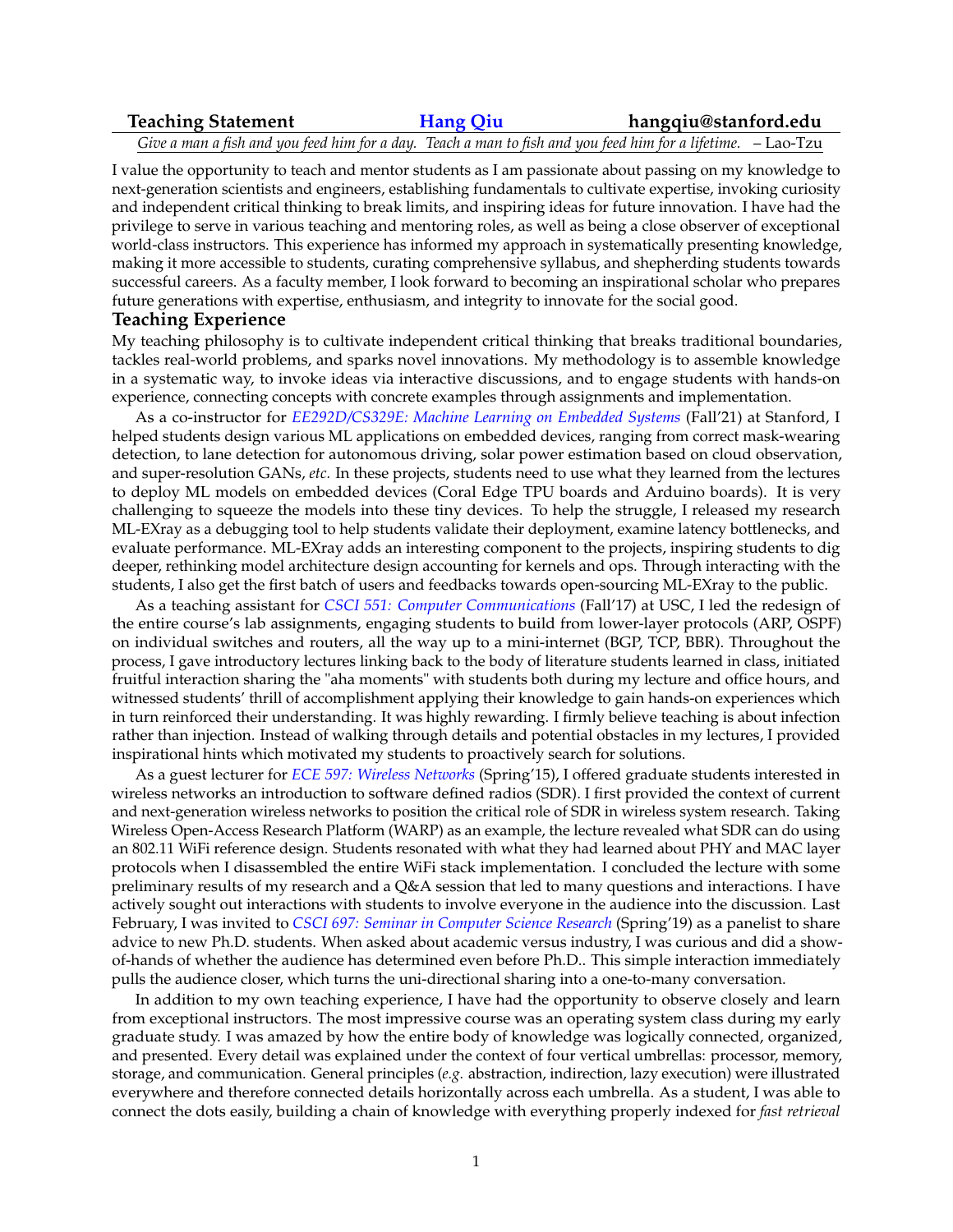**Teaching Statement** **Hang Qiu** **hangqiu@stanford.edu**

*Give a man a fish and you feed him for a day. Teach a man to fish and you feed him for a lifetime.* – Lao-Tzu

I value the opportunity to teach and mentor students as I am passionate about passing on my knowledge to next-generation scientists and engineers, establishing fundamentals to cultivate expertise, invoking curiosity and independent critical thinking to break limits, and inspiring ideas for future innovation. I have had the privilege to serve in various teaching and mentoring roles, as well as being a close observer of exceptional world-class instructors. This experience has informed my approach in systematically presenting knowledge, making it more accessible to students, curating comprehensive syllabus, and shepherding students towards successful careers. As a faculty member, I look forward to becoming an inspirational scholar who prepares future generations with expertise, enthusiasm, and integrity to innovate for the social good.

## Teaching Experience

My teaching philosophy is to cultivate independent critical thinking that breaks traditional boundaries, tackles real-world problems, and sparks novel innovations. My methodology is to assemble knowledge in a systematic way, to invoke ideas via interactive discussions, and to engage students with hands-on experience, connecting concepts with concrete examples through assignments and implementation.

As a co-instructor for *EE292D/CS329E: Machine Learning on Embedded Systems* (Fall'21) at Stanford, I helped students design various ML applications on embedded devices, ranging from correct mask-wearing detection, to lane detection for autonomous driving, solar power estimation based on cloud observation, and super-resolution GANs, *etc.* In these projects, students need to use what they learned from the lectures to deploy ML models on embedded devices (Coral Edge TPU boards and Arduino boards). It is very challenging to squeeze the models into these tiny devices. To help the struggle, I released my research ML-EXray as a debugging tool to help students validate their deployment, examine latency bottlenecks, and evaluate performance. ML-EXray adds an interesting component to the projects, inspiring students to dig deeper, rethinking model architecture design accounting for kernels and ops. Through interacting with the students, I also get the first batch of users and feedbacks towards open-sourcing ML-EXray to the public.

As a teaching assistant for *CSCI 551: Computer Communications* (Fall'17) at USC, I led the redesign of the entire course's lab assignments, engaging students to build from lower-layer protocols (ARP, OSPF) on individual switches and routers, all the way up to a mini-internet (BGP, TCP, BBR). Throughout the process, I gave introductory lectures linking back to the body of literature students learned in class, initiated fruitful interaction sharing the "aha moments" with students both during my lecture and office hours, and witnessed students' thrill of accomplishment applying their knowledge to gain hands-on experiences which in turn reinforced their understanding. It was highly rewarding. I firmly believe teaching is about infection rather than injection. Instead of walking through details and potential obstacles in my lectures, I provided inspirational hints which motivated my students to proactively search for solutions.

As a guest lecturer for *ECE 597: Wireless Networks* (Spring'15), I offered graduate students interested in wireless networks an introduction to software defined radios (SDR). I first provided the context of current and next-generation wireless networks to position the critical role of SDR in wireless system research. Taking Wireless Open-Access Research Platform (WARP) as an example, the lecture revealed what SDR can do using an 802.11 WiFi reference design. Students resonated with what they had learned about PHY and MAC layer protocols when I disassembled the entire WiFi stack implementation. I concluded the lecture with some preliminary results of my research and a Q&A session that led to many questions and interactions. I have actively sought out interactions with students to involve everyone in the audience into the discussion. Last February, I was invited to *CSCI 697: Seminar in Computer Science Research* (Spring'19) as a panelist to share advice to new Ph.D. students. When asked about academic versus industry, I was curious and did a show-of-hands of whether the audience has determined even before Ph.D.. This simple interaction immediately pulls the audience closer, which turns the uni-directional sharing into a one-to-many conversation.

In addition to my own teaching experience, I have had the opportunity to observe closely and learn from exceptional instructors. The most impressive course was an operating system class during my early graduate study. I was amazed by how the entire body of knowledge was logically connected, organized, and presented. Every detail was explained under the context of four vertical umbrellas: processor, memory, storage, and communication. General principles (*e.g.* abstraction, indirection, lazy execution) were illustrated everywhere and therefore connected details horizontally across each umbrella. As a student, I was able to connect the dots easily, building a chain of knowledge with everything properly indexed for *fast retrieval*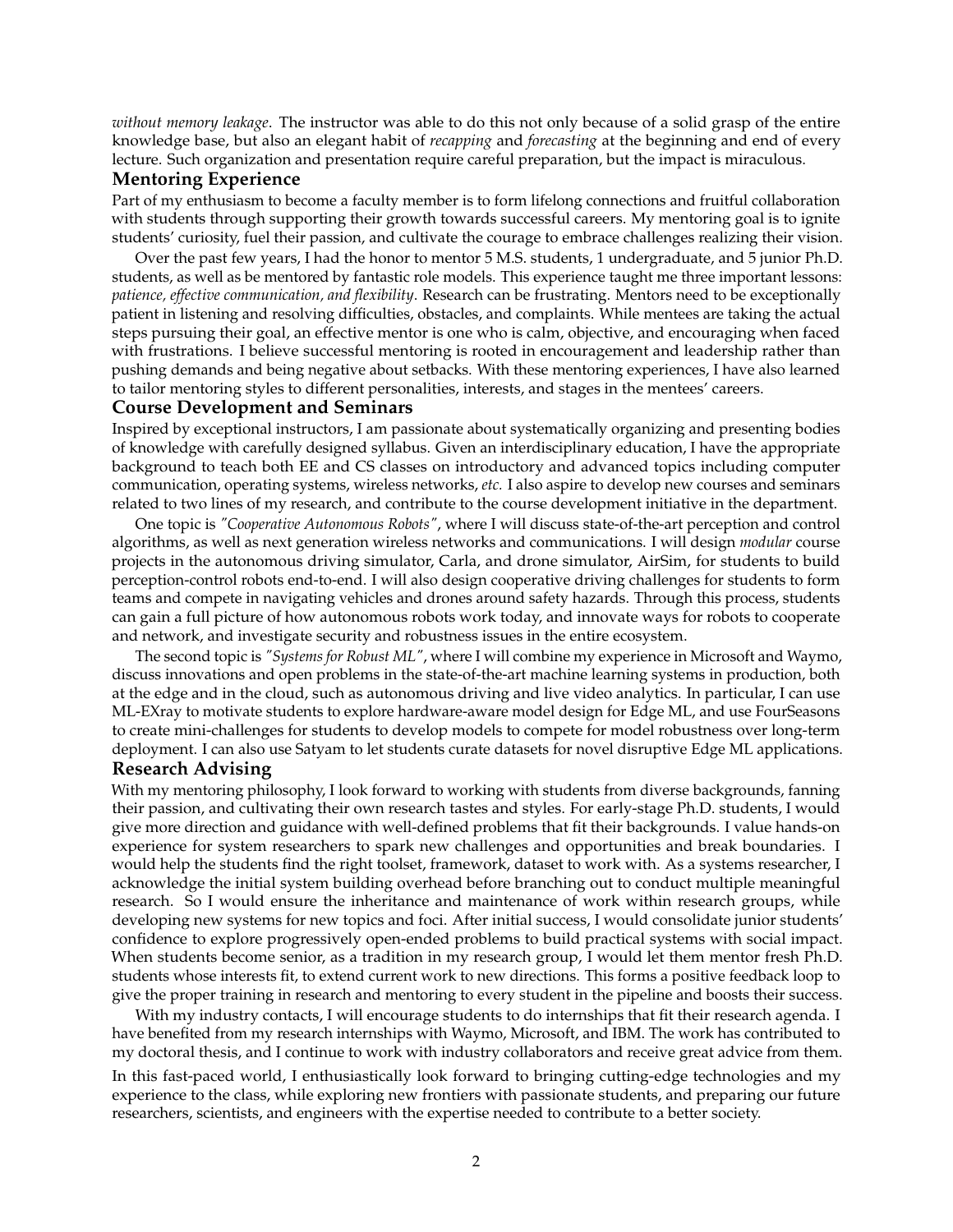*without memory leakage*. The instructor was able to do this not only because of a solid grasp of the entire knowledge base, but also an elegant habit of *recapping* and *forecasting* at the beginning and end of every lecture. Such organization and presentation require careful preparation, but the impact is miraculous.

## Mentoring Experience

Part of my enthusiasm to become a faculty member is to form lifelong connections and fruitful collaboration with students through supporting their growth towards successful careers. My mentoring goal is to ignite students' curiosity, fuel their passion, and cultivate the courage to embrace challenges realizing their vision.

Over the past few years, I had the honor to mentor 5 M.S. students, 1 undergraduate, and 5 junior Ph.D. students, as well as be mentored by fantastic role models. This experience taught me three important lessons: *patience, effective communication, and flexibility*. Research can be frustrating. Mentors need to be exceptionally patient in listening and resolving difficulties, obstacles, and complaints. While mentees are taking the actual steps pursuing their goal, an effective mentor is one who is calm, objective, and encouraging when faced with frustrations. I believe successful mentoring is rooted in encouragement and leadership rather than pushing demands and being negative about setbacks. With these mentoring experiences, I have also learned to tailor mentoring styles to different personalities, interests, and stages in the mentees' careers.

## Course Development and Seminars

Inspired by exceptional instructors, I am passionate about systematically organizing and presenting bodies of knowledge with carefully designed syllabus. Given an interdisciplinary education, I have the appropriate background to teach both EE and CS classes on introductory and advanced topics including computer communication, operating systems, wireless networks, *etc.* I also aspire to develop new courses and seminars related to two lines of my research, and contribute to the course development initiative in the department.

One topic is *"Cooperative Autonomous Robots"*, where I will discuss state-of-the-art perception and control algorithms, as well as next generation wireless networks and communications. I will design *modular* course projects in the autonomous driving simulator, Carla, and drone simulator, AirSim, for students to build perception-control robots end-to-end. I will also design cooperative driving challenges for students to form teams and compete in navigating vehicles and drones around safety hazards. Through this process, students can gain a full picture of how autonomous robots work today, and innovate ways for robots to cooperate and network, and investigate security and robustness issues in the entire ecosystem.

The second topic is *"Systems for Robust ML"*, where I will combine my experience in Microsoft and Waymo, discuss innovations and open problems in the state-of-the-art machine learning systems in production, both at the edge and in the cloud, such as autonomous driving and live video analytics. In particular, I can use ML-EXray to motivate students to explore hardware-aware model design for Edge ML, and use FourSeasons to create mini-challenges for students to develop models to compete for model robustness over long-term deployment. I can also use Satyam to let students curate datasets for novel disruptive Edge ML applications.

## Research Advising

With my mentoring philosophy, I look forward to working with students from diverse backgrounds, fanning their passion, and cultivating their own research tastes and styles. For early-stage Ph.D. students, I would give more direction and guidance with well-defined problems that fit their backgrounds. I value hands-on experience for system researchers to spark new challenges and opportunities and break boundaries. I would help the students find the right toolset, framework, dataset to work with. As a systems researcher, I acknowledge the initial system building overhead before branching out to conduct multiple meaningful research. So I would ensure the inheritance and maintenance of work within research groups, while developing new systems for new topics and foci. After initial success, I would consolidate junior students' confidence to explore progressively open-ended problems to build practical systems with social impact. When students become senior, as a tradition in my research group, I would let them mentor fresh Ph.D. students whose interests fit, to extend current work to new directions. This forms a positive feedback loop to give the proper training in research and mentoring to every student in the pipeline and boosts their success.

With my industry contacts, I will encourage students to do internships that fit their research agenda. I have benefited from my research internships with Waymo, Microsoft, and IBM. The work has contributed to my doctoral thesis, and I continue to work with industry collaborators and receive great advice from them.

In this fast-paced world, I enthusiastically look forward to bringing cutting-edge technologies and my experience to the class, while exploring new frontiers with passionate students, and preparing our future researchers, scientists, and engineers with the expertise needed to contribute to a better society.